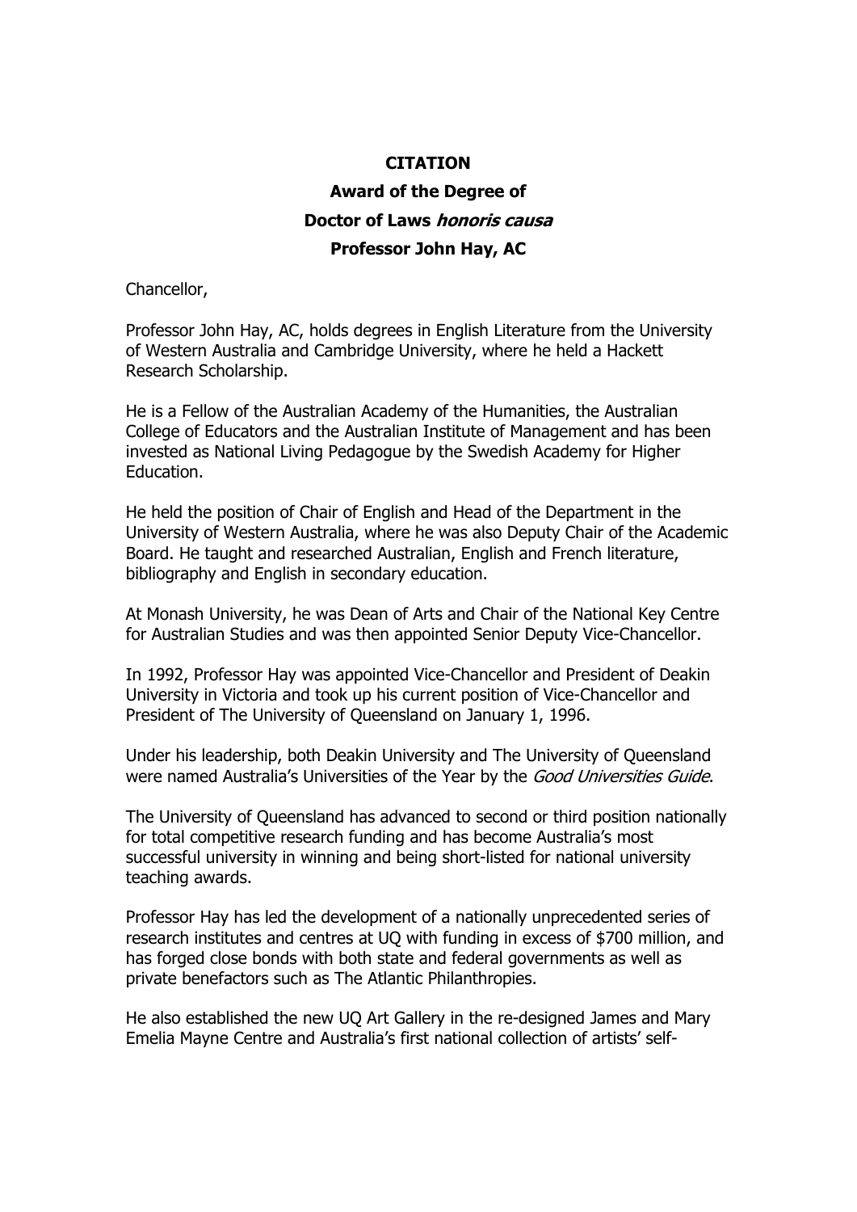**CITATION**

**Award of the Degree of**

**Doctor of Laws *honoris causa***

**Professor John Hay, AC**

Chancellor,

Professor John Hay, AC, holds degrees in English Literature from the University of Western Australia and Cambridge University, where he held a Hackett Research Scholarship.

He is a Fellow of the Australian Academy of the Humanities, the Australian College of Educators and the Australian Institute of Management and has been invested as National Living Pedagogue by the Swedish Academy for Higher Education.

He held the position of Chair of English and Head of the Department in the University of Western Australia, where he was also Deputy Chair of the Academic Board. He taught and researched Australian, English and French literature, bibliography and English in secondary education.

At Monash University, he was Dean of Arts and Chair of the National Key Centre for Australian Studies and was then appointed Senior Deputy Vice-Chancellor.

In 1992, Professor Hay was appointed Vice-Chancellor and President of Deakin University in Victoria and took up his current position of Vice-Chancellor and President of The University of Queensland on January 1, 1996.

Under his leadership, both Deakin University and The University of Queensland were named Australia's Universities of the Year by the *Good Universities Guide*.

The University of Queensland has advanced to second or third position nationally for total competitive research funding and has become Australia's most successful university in winning and being short-listed for national university teaching awards.

Professor Hay has led the development of a nationally unprecedented series of research institutes and centres at UQ with funding in excess of $700 million, and has forged close bonds with both state and federal governments as well as private benefactors such as The Atlantic Philanthropies.

He also established the new UQ Art Gallery in the re-designed James and Mary Emelia Mayne Centre and Australia's first national collection of artists' self-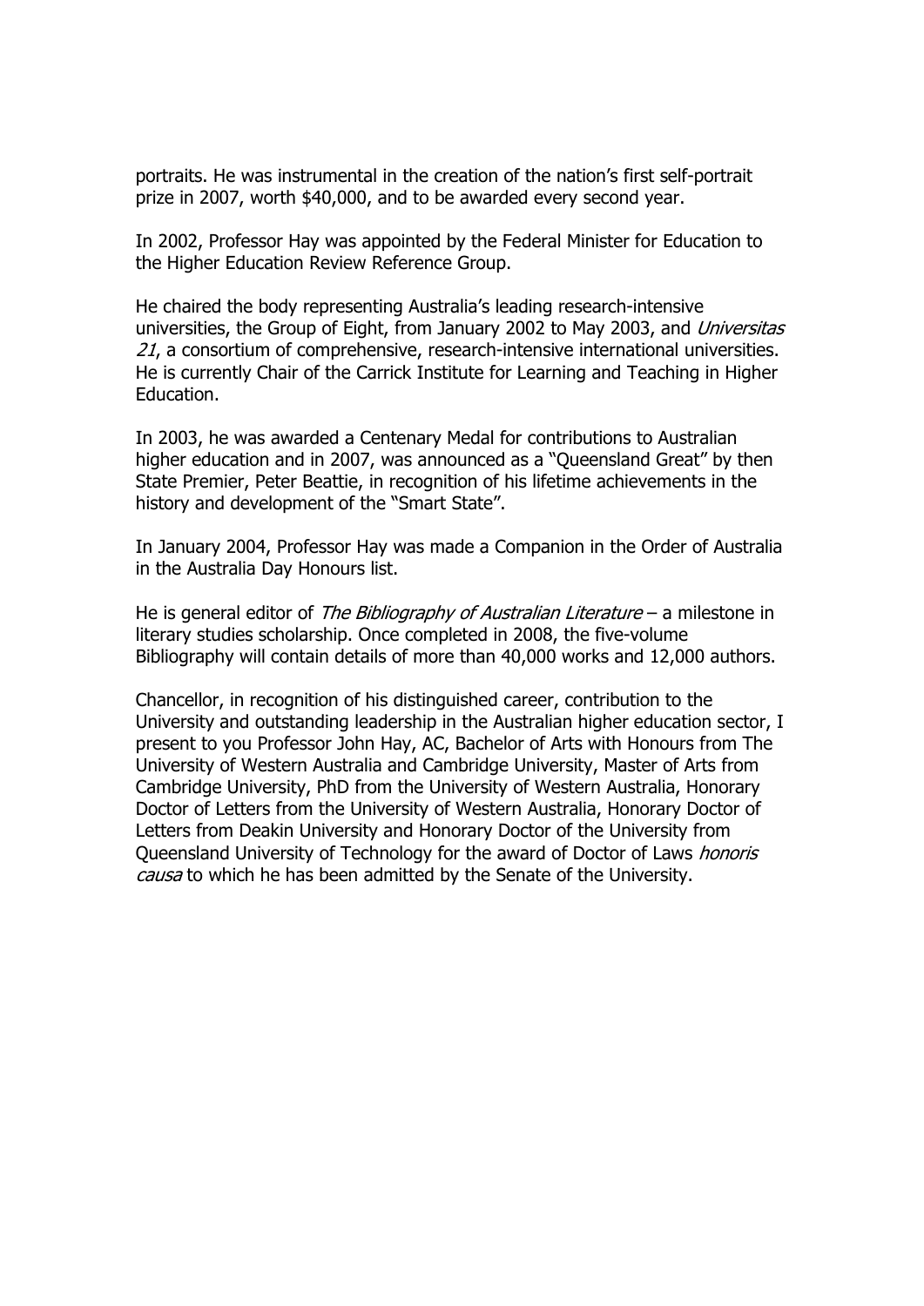portraits. He was instrumental in the creation of the nation’s first self-portrait prize in 2007, worth $40,000, and to be awarded every second year.

In 2002, Professor Hay was appointed by the Federal Minister for Education to the Higher Education Review Reference Group.

He chaired the body representing Australia’s leading research-intensive universities, the Group of Eight, from January 2002 to May 2003, and *Universitas 21*, a consortium of comprehensive, research-intensive international universities. He is currently Chair of the Carrick Institute for Learning and Teaching in Higher Education.

In 2003, he was awarded a Centenary Medal for contributions to Australian higher education and in 2007, was announced as a “Queensland Great” by then State Premier, Peter Beattie, in recognition of his lifetime achievements in the history and development of the “Smart State”.

In January 2004, Professor Hay was made a Companion in the Order of Australia in the Australia Day Honours list.

He is general editor of *The Bibliography of Australian Literature* – a milestone in literary studies scholarship. Once completed in 2008, the five-volume Bibliography will contain details of more than 40,000 works and 12,000 authors.

Chancellor, in recognition of his distinguished career, contribution to the University and outstanding leadership in the Australian higher education sector, I present to you Professor John Hay, AC, Bachelor of Arts with Honours from The University of Western Australia and Cambridge University, Master of Arts from Cambridge University, PhD from the University of Western Australia, Honorary Doctor of Letters from the University of Western Australia, Honorary Doctor of Letters from Deakin University and Honorary Doctor of the University from Queensland University of Technology for the award of Doctor of Laws *honoris causa* to which he has been admitted by the Senate of the University.